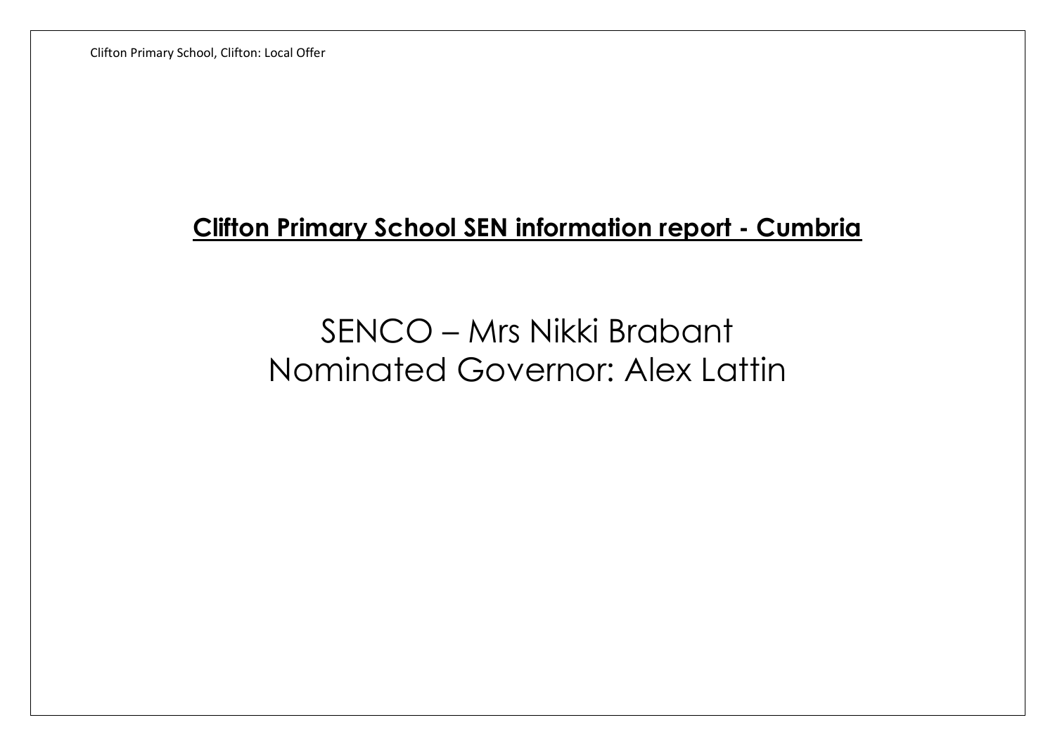# Clifton Primary School SEN information report - Cumbria

SENCO – Mrs Nikki Brabant
Nominated Governor: Alex Lattin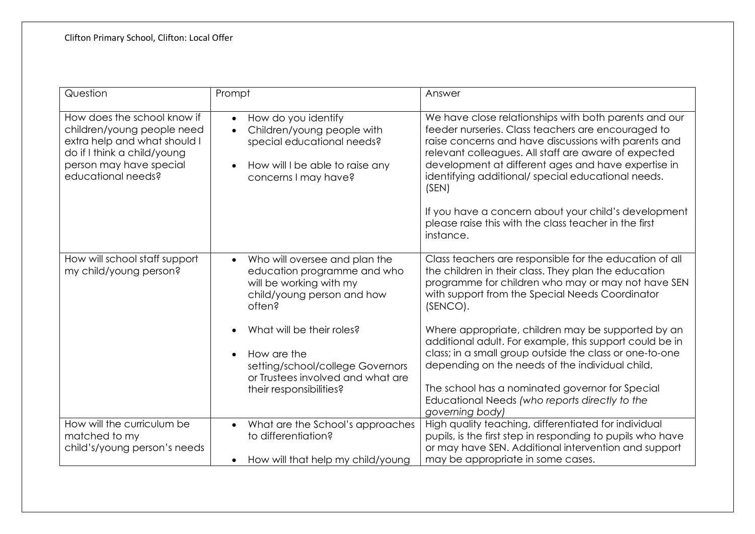Clifton Primary School, Clifton: Local Offer

| Question | Prompt | Answer |
|---|---|---|
| How does the school know if children/young people need extra help and what should I do if I think a child/young person may have special educational needs? | • How do you identify<br>• Children/young people with special educational needs?<br><br>• How will I be able to raise any concerns I may have? | We have close relationships with both parents and our feeder nurseries. Class teachers are encouraged to raise concerns and have discussions with parents and relevant colleagues. All staff are aware of expected development at different ages and have expertise in identifying additional/ special educational needs. (SEN)<br><br>If you have a concern about your child's development please raise this with the class teacher in the first instance. |
| How will school staff support my child/young person? | • Who will oversee and plan the education programme and who will be working with my child/young person and how often?<br><br>• What will be their roles?<br><br>• How are the setting/school/college Governors or Trustees involved and what are their responsibilities? | Class teachers are responsible for the education of all the children in their class. They plan the education programme for children who may or may not have SEN with support from the Special Needs Coordinator (SENCO).<br><br>Where appropriate, children may be supported by an additional adult. For example, this support could be in class; in a small group outside the class or one-to-one depending on the needs of the individual child.<br><br>The school has a nominated governor for Special Educational Needs *(who reports directly to the governing body)* |
| How will the curriculum be matched to my child's/young person's needs | • What are the School's approaches to differentiation?<br><br>• How will that help my child/young | High quality teaching, differentiated for individual pupils, is the first step in responding to pupils who have or may have SEN. Additional intervention and support may be appropriate in some cases. |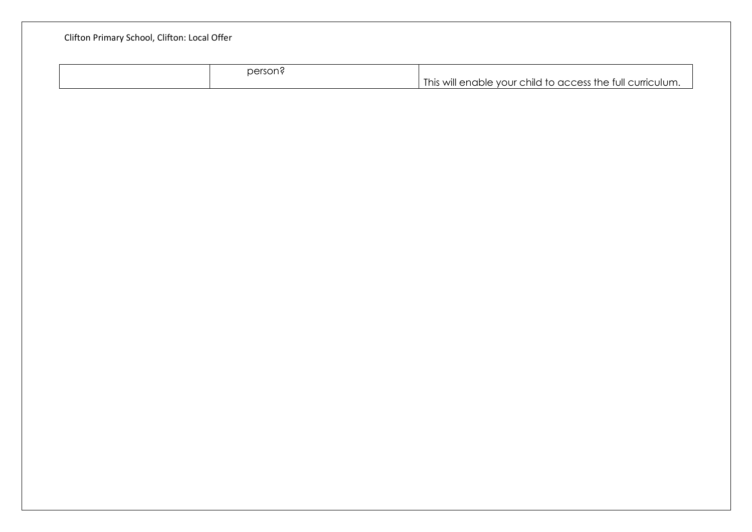|  | person? | This will enable your child to access the full curriculum. |
| --- | --- | --- |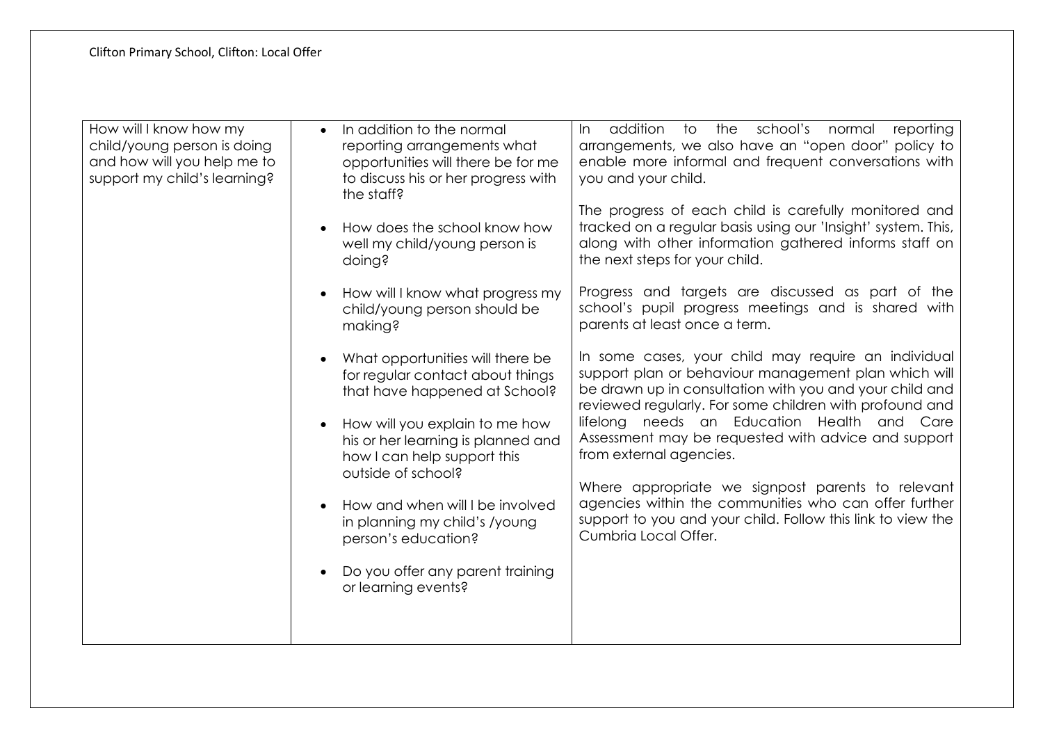| How will I know how my child/young person is doing and how will you help me to support my child's learning? | <ul><li>In addition to the normal reporting arrangements what opportunities will there be for me to discuss his or her progress with the staff?</li><li>How does the school know how well my child/young person is doing?</li><li>How will I know what progress my child/young person should be making?</li><li>What opportunities will there be for regular contact about things that have happened at School?</li><li>How will you explain to me how his or her learning is planned and how I can help support this outside of school?</li><li>How and when will I be involved in planning my child's /young person's education?</li><li>Do you offer any parent training or learning events?</li></ul> | In addition to the school's normal reporting arrangements, we also have an "open door" policy to enable more informal and frequent conversations with you and your child.<br><br>The progress of each child is carefully monitored and tracked on a regular basis using our 'Insight' system. This, along with other information gathered informs staff on the next steps for your child.<br><br>Progress and targets are discussed as part of the school's pupil progress meetings and is shared with parents at least once a term.<br><br>In some cases, your child may require an individual support plan or behaviour management plan which will be drawn up in consultation with you and your child and reviewed regularly. For some children with profound and lifelong needs an Education Health and Care Assessment may be requested with advice and support from external agencies.<br><br>Where appropriate we signpost parents to relevant agencies within the communities who can offer further support to you and your child. Follow this link to view the Cumbria Local Offer. |
|---|---|---|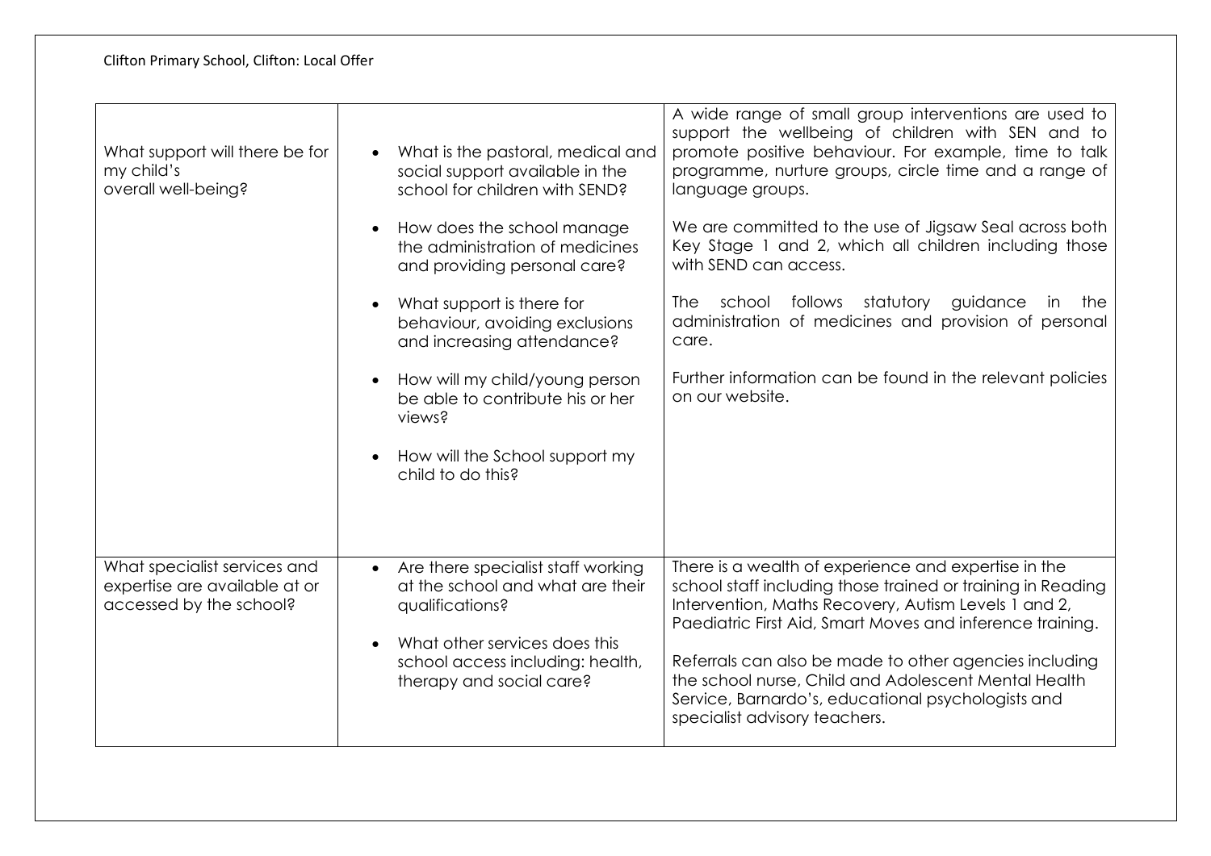| What support will there be for my child's overall well-being? | • What is the pastoral, medical and social support available in the school for children with SEND?<br>• How does the school manage the administration of medicines and providing personal care?<br>• What support is there for behaviour, avoiding exclusions and increasing attendance?<br>• How will my child/young person be able to contribute his or her views?<br>• How will the School support my child to do this? | A wide range of small group interventions are used to support the wellbeing of children with SEN and to promote positive behaviour. For example, time to talk programme, nurture groups, circle time and a range of language groups.<br><br>We are committed to the use of Jigsaw Seal across both Key Stage 1 and 2, which all children including those with SEND can access.<br><br>The school follows statutory guidance in the administration of medicines and provision of personal care.<br><br>Further information can be found in the relevant policies on our website. |
|---|---|---|
| What specialist services and expertise are available at or accessed by the school? | • Are there specialist staff working at the school and what are their qualifications?<br>• What other services does this school access including: health, therapy and social care? | There is a wealth of experience and expertise in the school staff including those trained or training in Reading Intervention, Maths Recovery, Autism Levels 1 and 2, Paediatric First Aid, Smart Moves and inference training.<br><br>Referrals can also be made to other agencies including the school nurse, Child and Adolescent Mental Health Service, Barnardo's, educational psychologists and specialist advisory teachers. |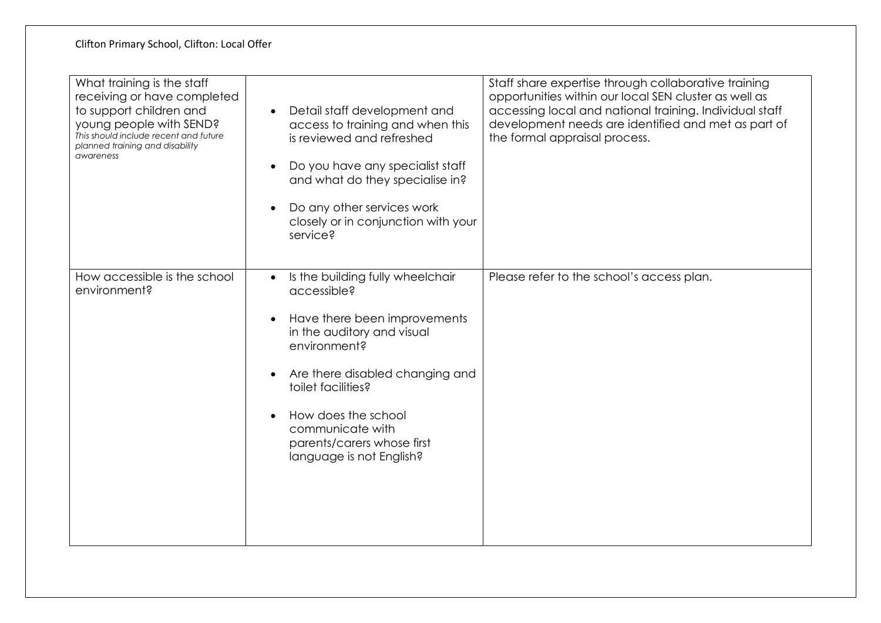| | | |
|---|---|---|
| What training is the staff receiving or have completed to support children and young people with SEND?<br>*This should include recent and future planned training and disability awareness* | • Detail staff development and access to training and when this is reviewed and refreshed<br>• Do you have any specialist staff and what do they specialise in?<br>• Do any other services work closely or in conjunction with your service? | Staff share expertise through collaborative training opportunities within our local SEN cluster as well as accessing local and national training. Individual staff development needs are identified and met as part of the formal appraisal process. |
| How accessible is the school environment? | • Is the building fully wheelchair accessible?<br>• Have there been improvements in the auditory and visual environment?<br>• Are there disabled changing and toilet facilities?<br>• How does the school communicate with parents/carers whose first language is not English? | Please refer to the school's access plan. |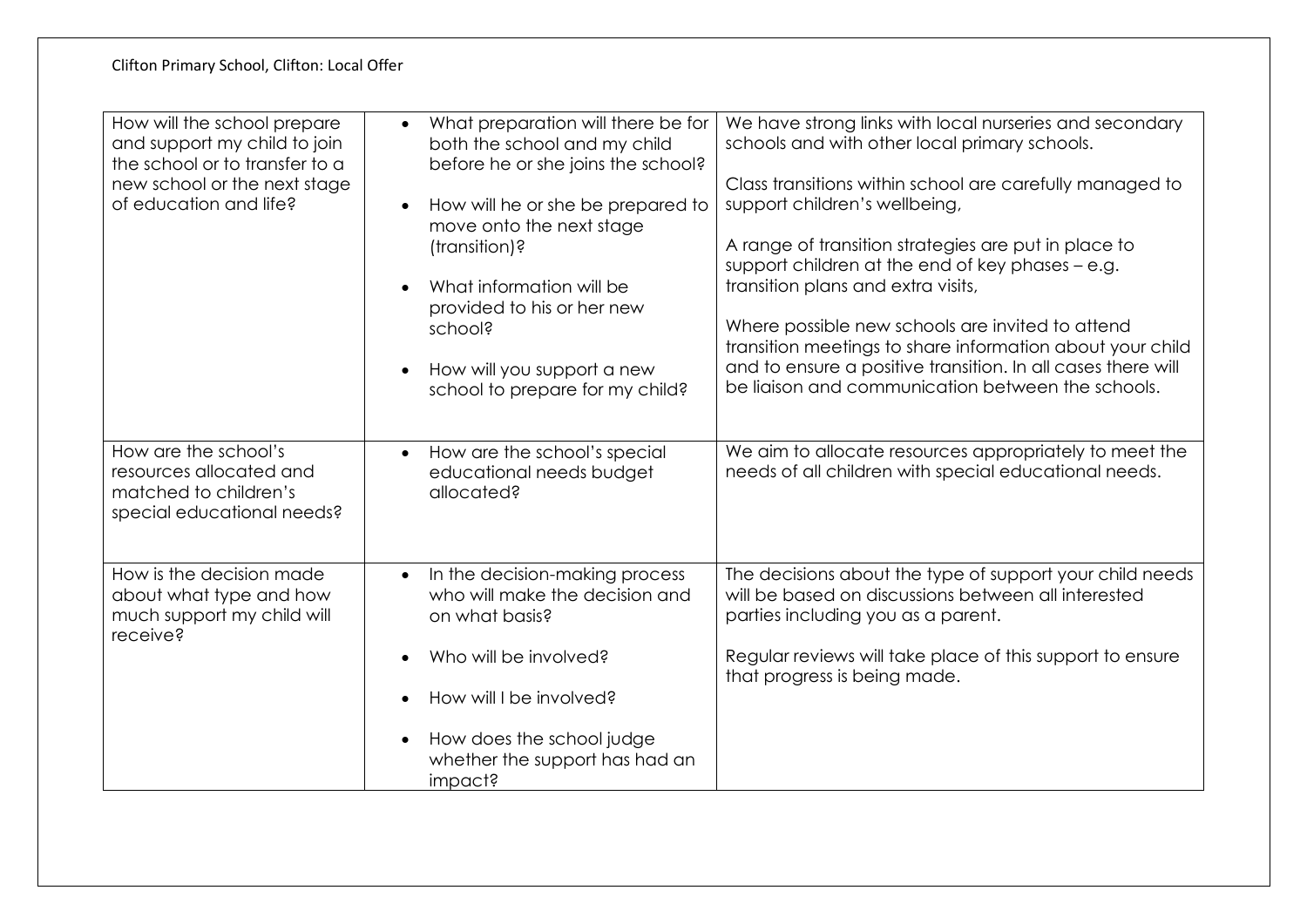| | | |
|---|---|---|
| How will the school prepare and support my child to join the school or to transfer to a new school or the next stage of education and life? | • What preparation will there be for both the school and my child before he or she joins the school?<br><br>• How will he or she be prepared to move onto the next stage (transition)?<br><br>• What information will be provided to his or her new school?<br><br>• How will you support a new school to prepare for my child? | We have strong links with local nurseries and secondary schools and with other local primary schools.<br><br>Class transitions within school are carefully managed to support children's wellbeing,<br><br>A range of transition strategies are put in place to support children at the end of key phases – e.g. transition plans and extra visits,<br><br>Where possible new schools are invited to attend transition meetings to share information about your child and to ensure a positive transition. In all cases there will be liaison and communication between the schools. |
| How are the school's resources allocated and matched to children's special educational needs? | • How are the school's special educational needs budget allocated? | We aim to allocate resources appropriately to meet the needs of all children with special educational needs. |
| How is the decision made about what type and how much support my child will receive? | • In the decision-making process who will make the decision and on what basis?<br><br>• Who will be involved?<br><br>• How will I be involved?<br><br>• How does the school judge whether the support has had an impact? | The decisions about the type of support your child needs will be based on discussions between all interested parties including you as a parent.<br><br>Regular reviews will take place of this support to ensure that progress is being made. |